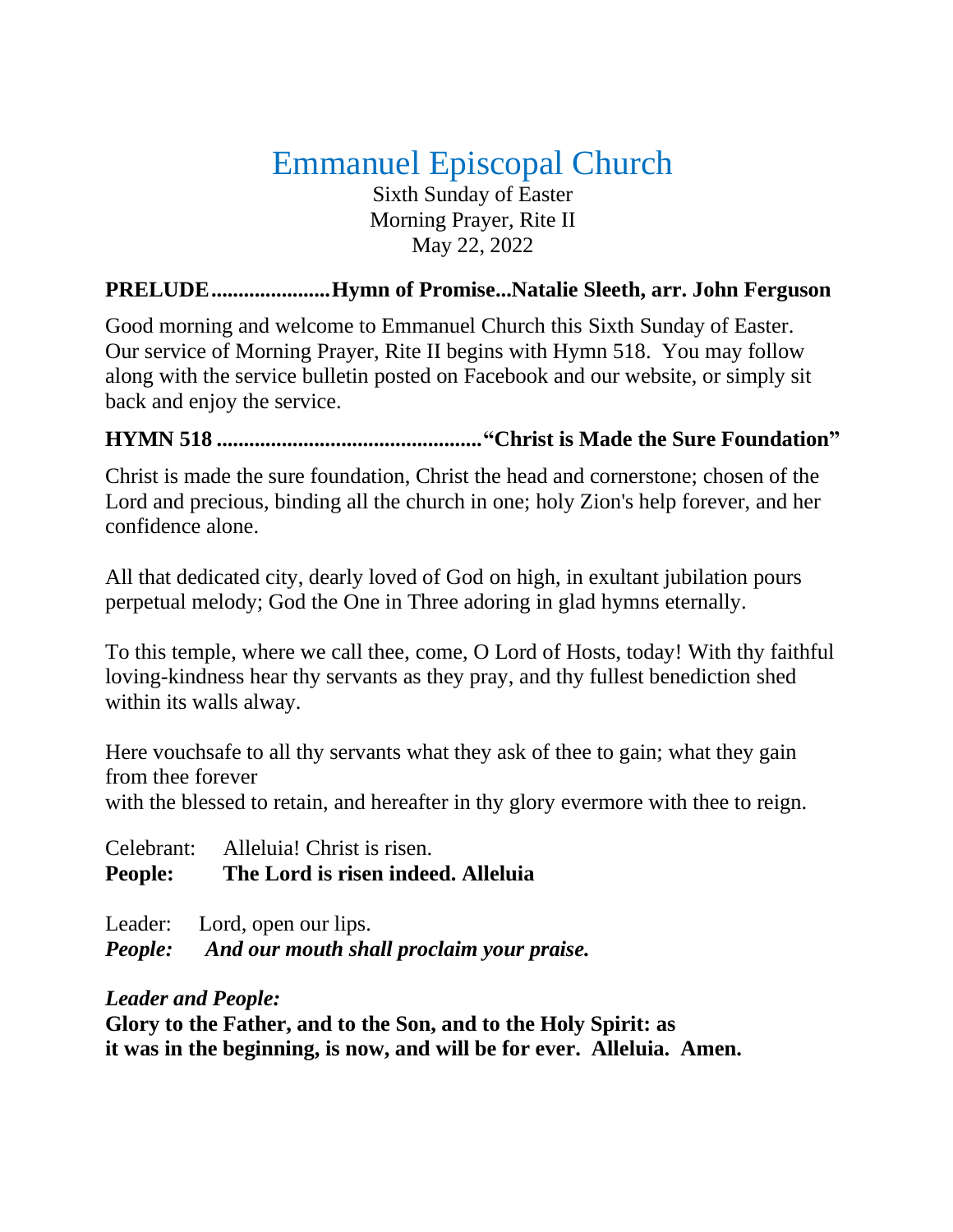# Emmanuel Episcopal Church

Sixth Sunday of Easter
Morning Prayer, Rite II
May 22, 2022

**PRELUDE......................Hymn of Promise...Natalie Sleeth, arr. John Ferguson**

Good morning and welcome to Emmanuel Church this Sixth Sunday of Easter. Our service of Morning Prayer, Rite II begins with Hymn 518. You may follow along with the service bulletin posted on Facebook and our website, or simply sit back and enjoy the service.

**HYMN 518 ................................................"Christ is Made the Sure Foundation"**

Christ is made the sure foundation, Christ the head and cornerstone; chosen of the Lord and precious, binding all the church in one; holy Zion's help forever, and her confidence alone.

All that dedicated city, dearly loved of God on high, in exultant jubilation pours perpetual melody; God the One in Three adoring in glad hymns eternally.

To this temple, where we call thee, come, O Lord of Hosts, today! With thy faithful loving-kindness hear thy servants as they pray, and thy fullest benediction shed within its walls alway.

Here vouchsafe to all thy servants what they ask of thee to gain; what they gain from thee forever
with the blessed to retain, and hereafter in thy glory evermore with thee to reign.

Celebrant: Alleluia! Christ is risen.
**People: The Lord is risen indeed. Alleluia**

Leader: Lord, open our lips.
***People: And our mouth shall proclaim your praise.***

***Leader and People:***
**Glory to the Father, and to the Son, and to the Holy Spirit: as it was in the beginning, is now, and will be for ever. Alleluia. Amen.**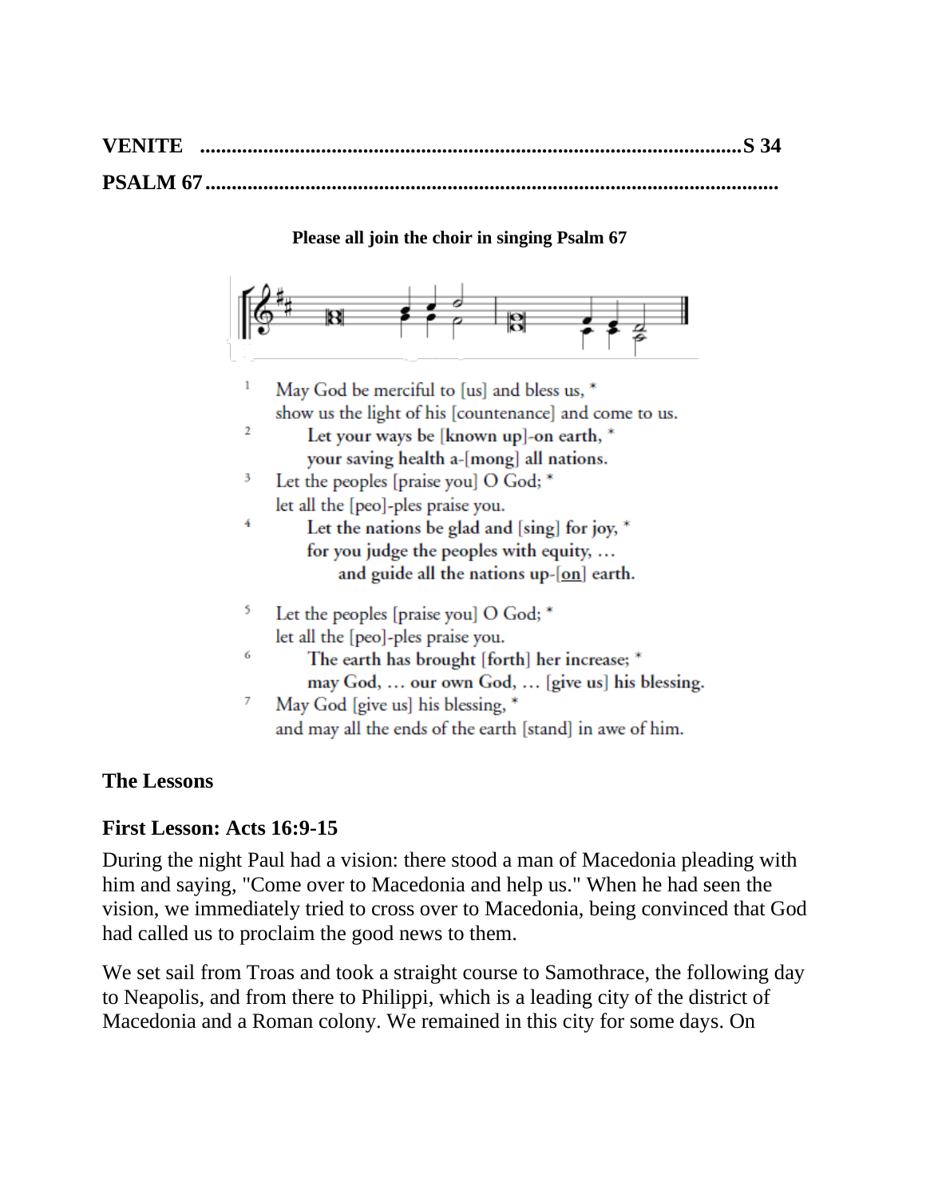**VENITE .................................................................................................S 34**

**PSALM 67.........................................................................................................**

**Please all join the choir in singing Psalm 67**

1 May God be merciful to [us] and bless us, *
show us the light of his [countenance] and come to us.

2 **Let your ways be [known up]-on earth, ***
**your saving health a-[mong] all nations.**

3 Let the peoples [praise you] O God; *
let all the [peo]-ples praise you.

4 **Let the nations be glad and [sing] for joy, ***
**for you judge the peoples with equity, …**
**and guide all the nations up-[on] earth.**

5 Let the peoples [praise you] O God; *
let all the [peo]-ples praise you.

6 **The earth has brought [forth] her increase; ***
**may God, … our own God, … [give us] his blessing.**

7 May God [give us] his blessing, *
and may all the ends of the earth [stand] in awe of him.

**The Lessons**

**First Lesson: Acts 16:9-15**

During the night Paul had a vision: there stood a man of Macedonia pleading with him and saying, "Come over to Macedonia and help us." When he had seen the vision, we immediately tried to cross over to Macedonia, being convinced that God had called us to proclaim the good news to them.

We set sail from Troas and took a straight course to Samothrace, the following day to Neapolis, and from there to Philippi, which is a leading city of the district of Macedonia and a Roman colony. We remained in this city for some days. On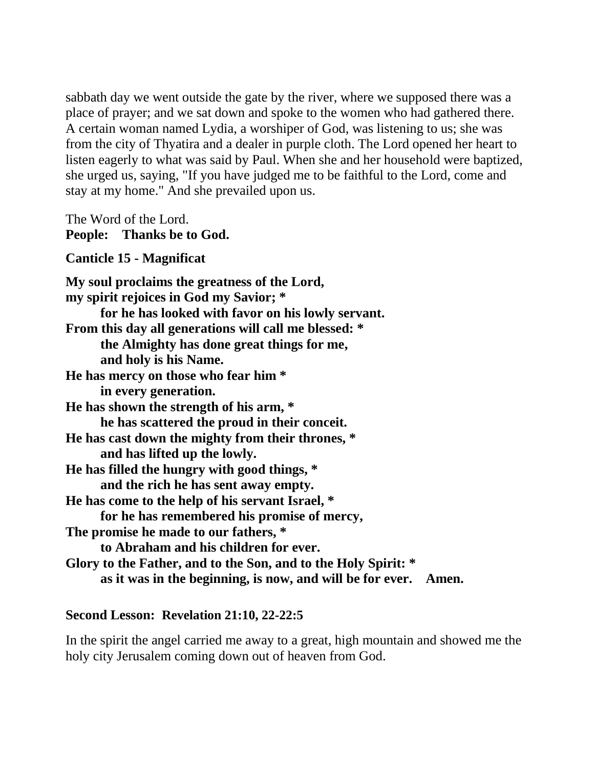sabbath day we went outside the gate by the river, where we supposed there was a place of prayer; and we sat down and spoke to the women who had gathered there. A certain woman named Lydia, a worshiper of God, was listening to us; she was from the city of Thyatira and a dealer in purple cloth. The Lord opened her heart to listen eagerly to what was said by Paul. When she and her household were baptized, she urged us, saying, "If you have judged me to be faithful to the Lord, come and stay at my home." And she prevailed upon us.

The Word of the Lord.
**People: Thanks be to God.**

**Canticle 15 - Magnificat**

**My soul proclaims the greatness of the Lord,**
**my spirit rejoices in God my Savior; ***
**for he has looked with favor on his lowly servant.**
**From this day all generations will call me blessed: ***
**the Almighty has done great things for me,**
**and holy is his Name.**
**He has mercy on those who fear him ***
**in every generation.**
**He has shown the strength of his arm, ***
**he has scattered the proud in their conceit.**
**He has cast down the mighty from their thrones, ***
**and has lifted up the lowly.**
**He has filled the hungry with good things, ***
**and the rich he has sent away empty.**
**He has come to the help of his servant Israel, ***
**for he has remembered his promise of mercy,**
**The promise he made to our fathers, ***
**to Abraham and his children for ever.**
**Glory to the Father, and to the Son, and to the Holy Spirit: ***
**as it was in the beginning, is now, and will be for ever. Amen.**

**Second Lesson: Revelation 21:10, 22-22:5**

In the spirit the angel carried me away to a great, high mountain and showed me the holy city Jerusalem coming down out of heaven from God.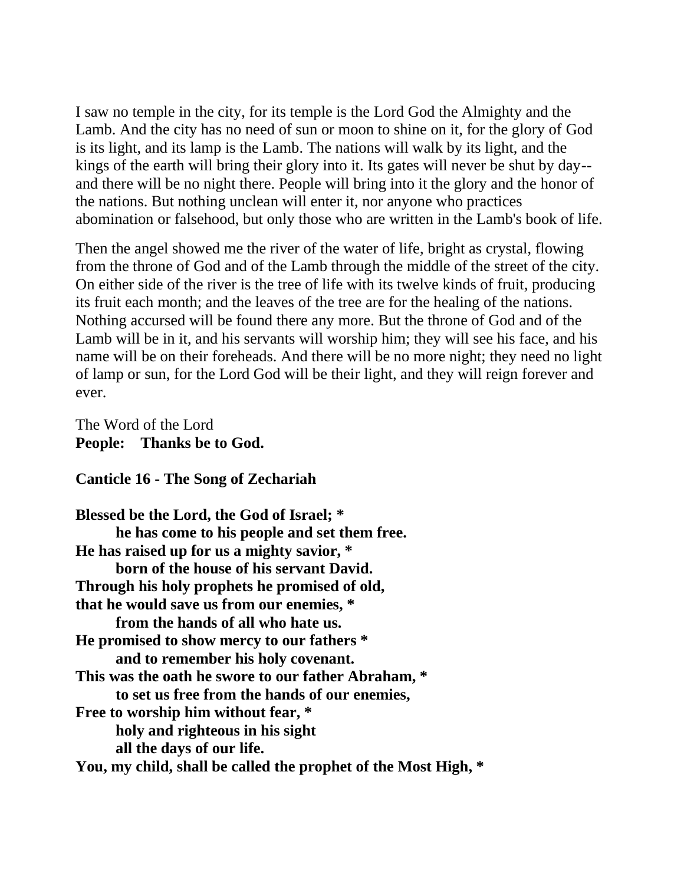I saw no temple in the city, for its temple is the Lord God the Almighty and the Lamb. And the city has no need of sun or moon to shine on it, for the glory of God is its light, and its lamp is the Lamb. The nations will walk by its light, and the kings of the earth will bring their glory into it. Its gates will never be shut by day--and there will be no night there. People will bring into it the glory and the honor of the nations. But nothing unclean will enter it, nor anyone who practices abomination or falsehood, but only those who are written in the Lamb's book of life.

Then the angel showed me the river of the water of life, bright as crystal, flowing from the throne of God and of the Lamb through the middle of the street of the city. On either side of the river is the tree of life with its twelve kinds of fruit, producing its fruit each month; and the leaves of the tree are for the healing of the nations. Nothing accursed will be found there any more. But the throne of God and of the Lamb will be in it, and his servants will worship him; they will see his face, and his name will be on their foreheads. And there will be no more night; they need no light of lamp or sun, for the Lord God will be their light, and they will reign forever and ever.

The Word of the Lord
**People: Thanks be to God.**

**Canticle 16 - The Song of Zechariah**

**Blessed be the Lord, the God of Israel; *
he has come to his people and set them free.
He has raised up for us a mighty savior, *
born of the house of his servant David.
Through his holy prophets he promised of old,
that he would save us from our enemies, *
from the hands of all who hate us.
He promised to show mercy to our fathers *
and to remember his holy covenant.
This was the oath he swore to our father Abraham, *
to set us free from the hands of our enemies,
Free to worship him without fear, *
holy and righteous in his sight
all the days of our life.
You, my child, shall be called the prophet of the Most High, ***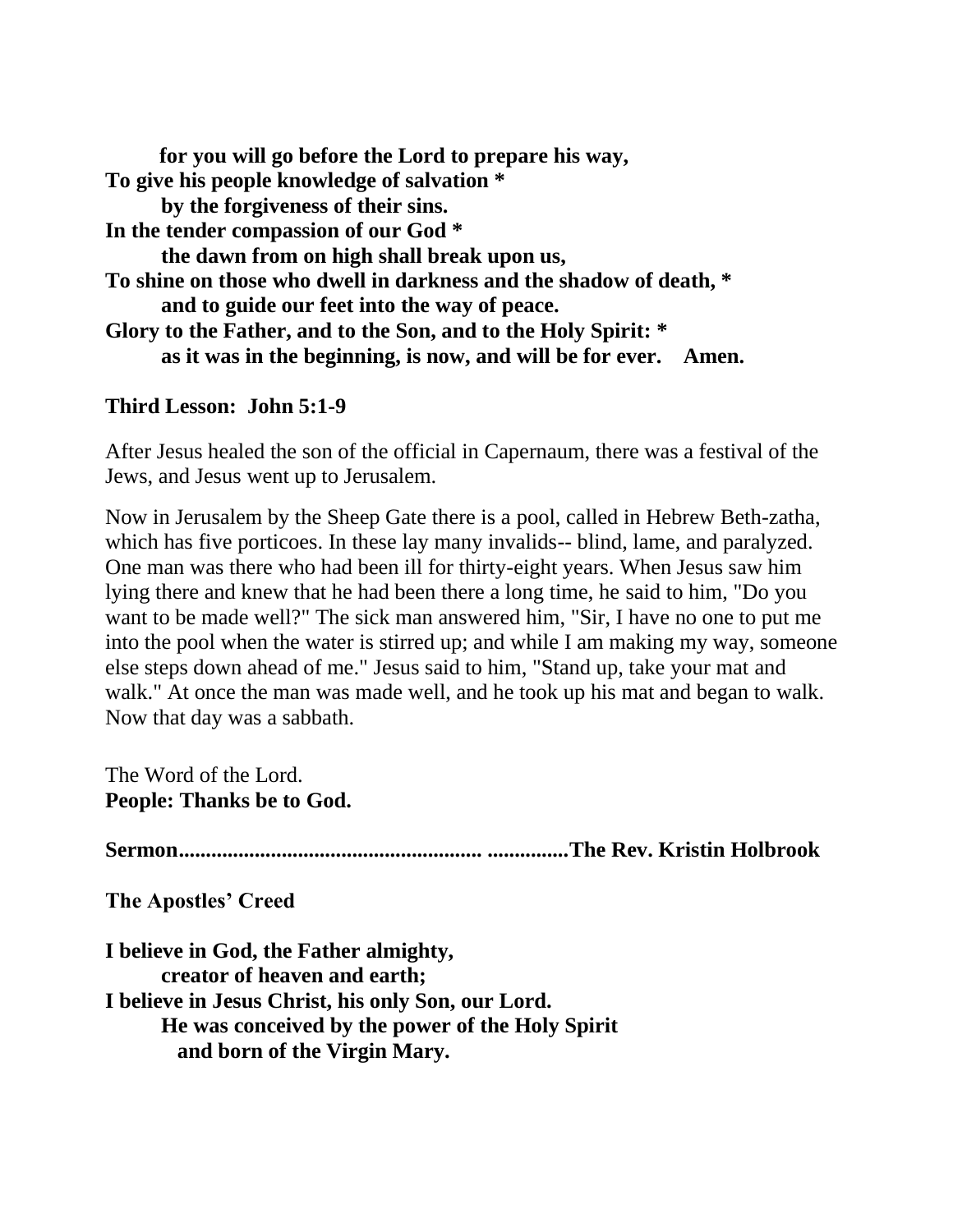**for you will go before the Lord to prepare his way,**
**To give his people knowledge of salvation ***
**by the forgiveness of their sins.**
**In the tender compassion of our God ***
**the dawn from on high shall break upon us,**
**To shine on those who dwell in darkness and the shadow of death, ***
**and to guide our feet into the way of peace.**
**Glory to the Father, and to the Son, and to the Holy Spirit: ***
**as it was in the beginning, is now, and will be for ever. Amen.**

**Third Lesson: John 5:1-9**

After Jesus healed the son of the official in Capernaum, there was a festival of the Jews, and Jesus went up to Jerusalem.

Now in Jerusalem by the Sheep Gate there is a pool, called in Hebrew Beth-zatha, which has five porticoes. In these lay many invalids-- blind, lame, and paralyzed. One man was there who had been ill for thirty-eight years. When Jesus saw him lying there and knew that he had been there a long time, he said to him, "Do you want to be made well?" The sick man answered him, "Sir, I have no one to put me into the pool when the water is stirred up; and while I am making my way, someone else steps down ahead of me." Jesus said to him, "Stand up, take your mat and walk." At once the man was made well, and he took up his mat and began to walk. Now that day was a sabbath.

The Word of the Lord.
**People: Thanks be to God.**

**Sermon...................................................... ..............The Rev. Kristin Holbrook**

**The Apostles' Creed**

**I believe in God, the Father almighty,**
**creator of heaven and earth;**
**I believe in Jesus Christ, his only Son, our Lord.**
**He was conceived by the power of the Holy Spirit**
**and born of the Virgin Mary.**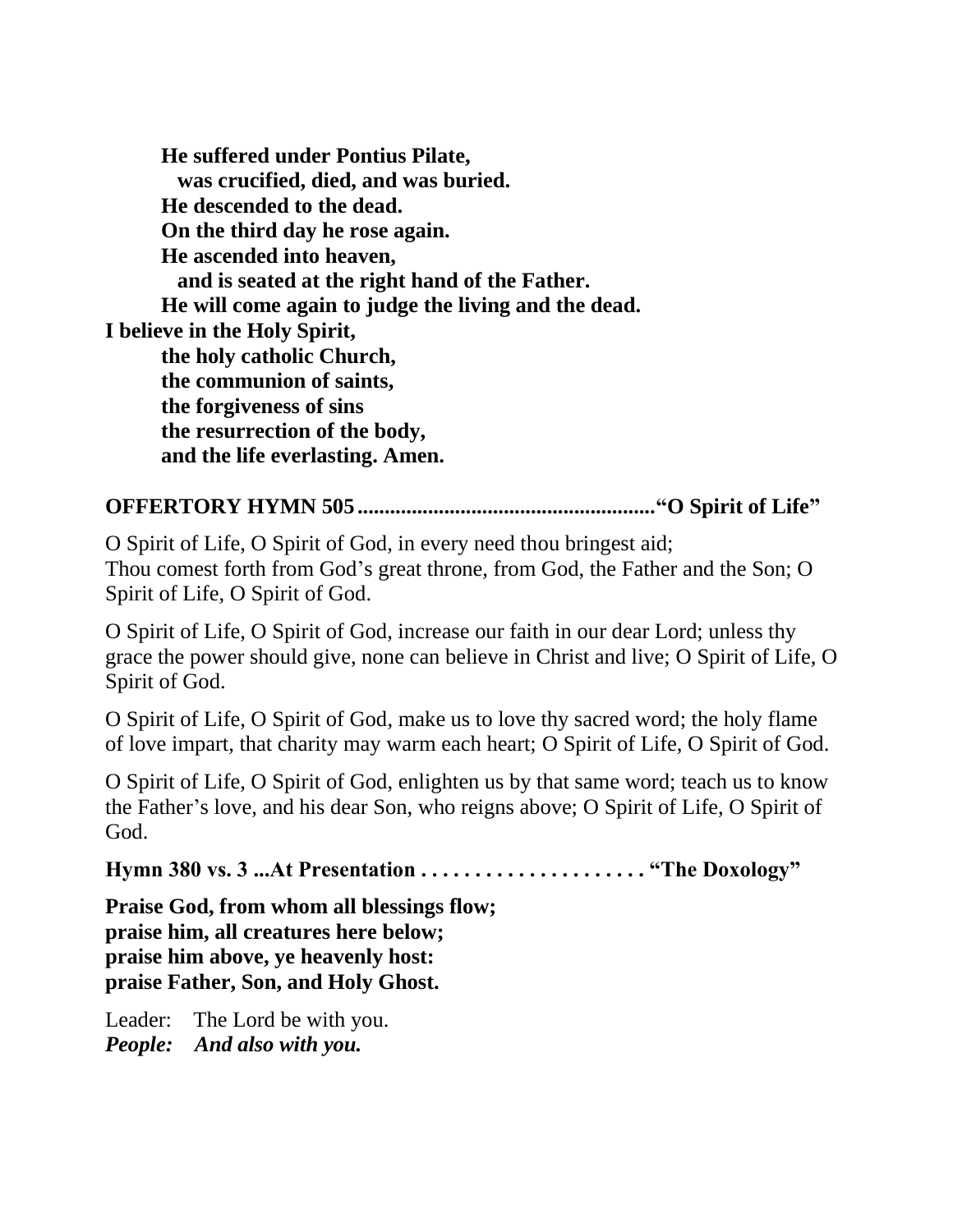**He suffered under Pontius Pilate,**
**was crucified, died, and was buried.**
**He descended to the dead.**
**On the third day he rose again.**
**He ascended into heaven,**
**and is seated at the right hand of the Father.**
**He will come again to judge the living and the dead.**
**I believe in the Holy Spirit,**
**the holy catholic Church,**
**the communion of saints,**
**the forgiveness of sins**
**the resurrection of the body,**
**and the life everlasting. Amen.**

**OFFERTORY HYMN 505 ...................................................... "O Spirit of Life"**

O Spirit of Life, O Spirit of God, in every need thou bringest aid; Thou comest forth from God's great throne, from God, the Father and the Son; O Spirit of Life, O Spirit of God.

O Spirit of Life, O Spirit of God, increase our faith in our dear Lord; unless thy grace the power should give, none can believe in Christ and live; O Spirit of Life, O Spirit of God.

O Spirit of Life, O Spirit of God, make us to love thy sacred word; the holy flame of love impart, that charity may warm each heart; O Spirit of Life, O Spirit of God.

O Spirit of Life, O Spirit of God, enlighten us by that same word; teach us to know the Father's love, and his dear Son, who reigns above; O Spirit of Life, O Spirit of God.

**Hymn 380 vs. 3 ...At Presentation . . . . . . . . . . . . . . . . . . . . . "The Doxology"**

**Praise God, from whom all blessings flow;**
**praise him, all creatures here below;**
**praise him above, ye heavenly host:**
**praise Father, Son, and Holy Ghost.**

Leader: The Lord be with you.
***People: And also with you.***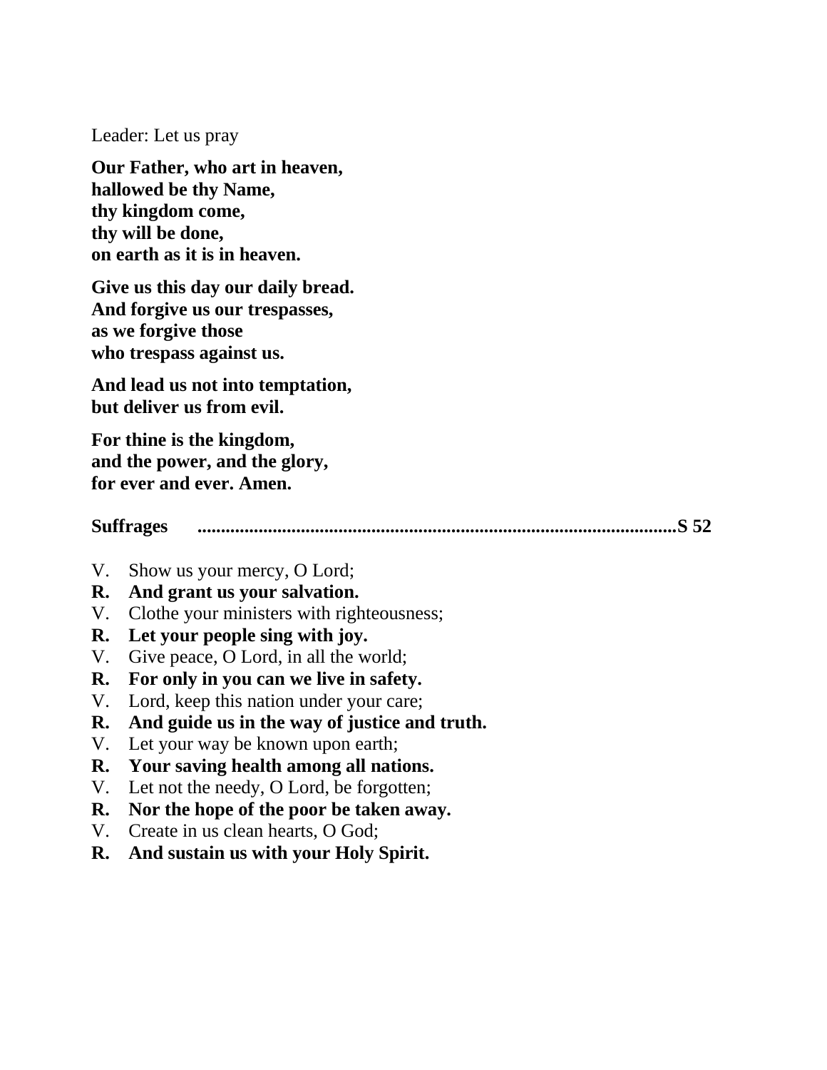Leader: Let us pray

**Our Father, who art in heaven,**
**hallowed be thy Name,**
**thy kingdom come,**
**thy will be done,**
**on earth as it is in heaven.**

**Give us this day our daily bread.**
**And forgive us our trespasses,**
**as we forgive those**
**who trespass against us.**

**And lead us not into temptation,**
**but deliver us from evil.**

**For thine is the kingdom,**
**and the power, and the glory,**
**for ever and ever. Amen.**

**Suffrages ..................................................................................................S 52**

V. Show us your mercy, O Lord;
**R. And grant us your salvation.**
V. Clothe your ministers with righteousness;
**R. Let your people sing with joy.**
V. Give peace, O Lord, in all the world;
**R. For only in you can we live in safety.**
V. Lord, keep this nation under your care;
**R. And guide us in the way of justice and truth.**
V. Let your way be known upon earth;
**R. Your saving health among all nations.**
V. Let not the needy, O Lord, be forgotten;
**R. Nor the hope of the poor be taken away.**
V. Create in us clean hearts, O God;
**R. And sustain us with your Holy Spirit.**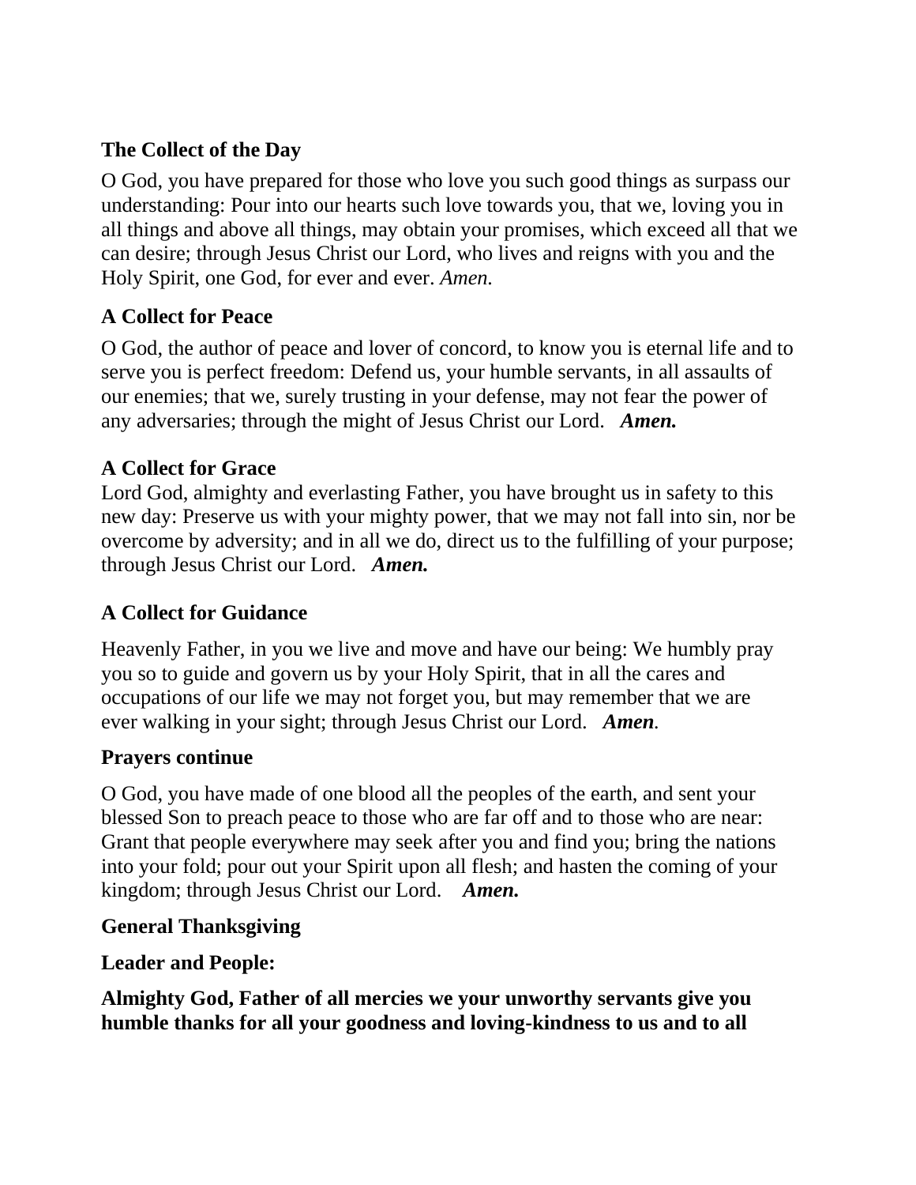**The Collect of the Day**

O God, you have prepared for those who love you such good things as surpass our understanding: Pour into our hearts such love towards you, that we, loving you in all things and above all things, may obtain your promises, which exceed all that we can desire; through Jesus Christ our Lord, who lives and reigns with you and the Holy Spirit, one God, for ever and ever. *Amen.*

**A Collect for Peace**

O God, the author of peace and lover of concord, to know you is eternal life and to serve you is perfect freedom: Defend us, your humble servants, in all assaults of our enemies; that we, surely trusting in your defense, may not fear the power of any adversaries; through the might of Jesus Christ our Lord. ***Amen.***

**A Collect for Grace**

Lord God, almighty and everlasting Father, you have brought us in safety to this new day: Preserve us with your mighty power, that we may not fall into sin, nor be overcome by adversity; and in all we do, direct us to the fulfilling of your purpose; through Jesus Christ our Lord. ***Amen.***

**A Collect for Guidance**

Heavenly Father, in you we live and move and have our being: We humbly pray you so to guide and govern us by your Holy Spirit, that in all the cares and occupations of our life we may not forget you, but may remember that we are ever walking in your sight; through Jesus Christ our Lord. ***Amen***.

**Prayers continue**

O God, you have made of one blood all the peoples of the earth, and sent your blessed Son to preach peace to those who are far off and to those who are near: Grant that people everywhere may seek after you and find you; bring the nations into your fold; pour out your Spirit upon all flesh; and hasten the coming of your kingdom; through Jesus Christ our Lord. ***Amen.***

**General Thanksgiving**

**Leader and People:**

**Almighty God, Father of all mercies we your unworthy servants give you humble thanks for all your goodness and loving-kindness to us and to all**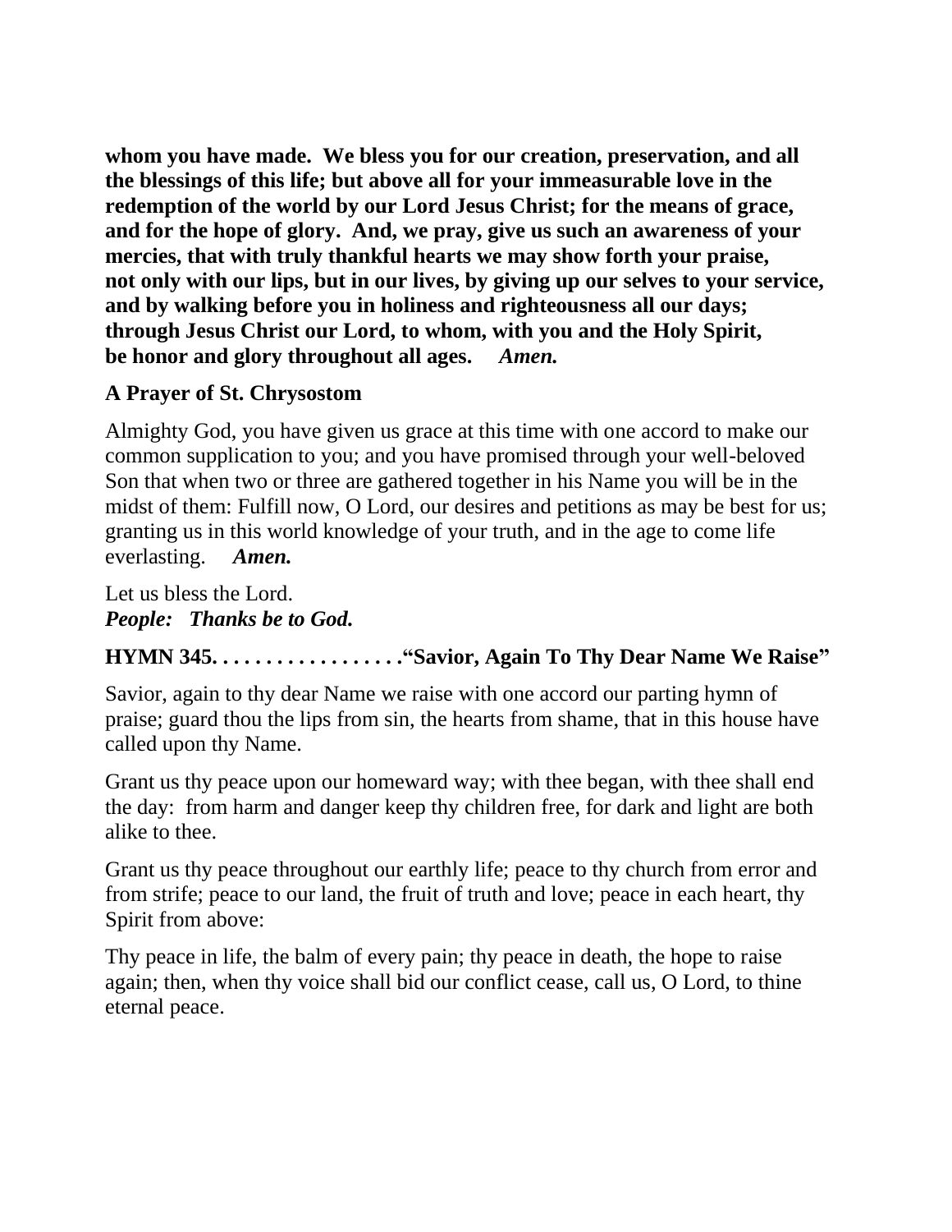**whom you have made. We bless you for our creation, preservation, and all the blessings of this life; but above all for your immeasurable love in the redemption of the world by our Lord Jesus Christ; for the means of grace, and for the hope of glory. And, we pray, give us such an awareness of your mercies, that with truly thankful hearts we may show forth your praise, not only with our lips, but in our lives, by giving up our selves to your service, and by walking before you in holiness and righteousness all our days; through Jesus Christ our Lord, to whom, with you and the Holy Spirit, be honor and glory throughout all ages.** ***Amen.***

**A Prayer of St. Chrysostom**

Almighty God, you have given us grace at this time with one accord to make our common supplication to you; and you have promised through your well-beloved Son that when two or three are gathered together in his Name you will be in the midst of them: Fulfill now, O Lord, our desires and petitions as may be best for us; granting us in this world knowledge of your truth, and in the age to come life everlasting. ***Amen.***

Let us bless the Lord.
***People: Thanks be to God.***

**HYMN 345. . . . . . . . . . . . . . . . . .“Savior, Again To Thy Dear Name We Raise”**

Savior, again to thy dear Name we raise with one accord our parting hymn of praise; guard thou the lips from sin, the hearts from shame, that in this house have called upon thy Name.

Grant us thy peace upon our homeward way; with thee began, with thee shall end the day: from harm and danger keep thy children free, for dark and light are both alike to thee.

Grant us thy peace throughout our earthly life; peace to thy church from error and from strife; peace to our land, the fruit of truth and love; peace in each heart, thy Spirit from above:

Thy peace in life, the balm of every pain; thy peace in death, the hope to raise again; then, when thy voice shall bid our conflict cease, call us, O Lord, to thine eternal peace.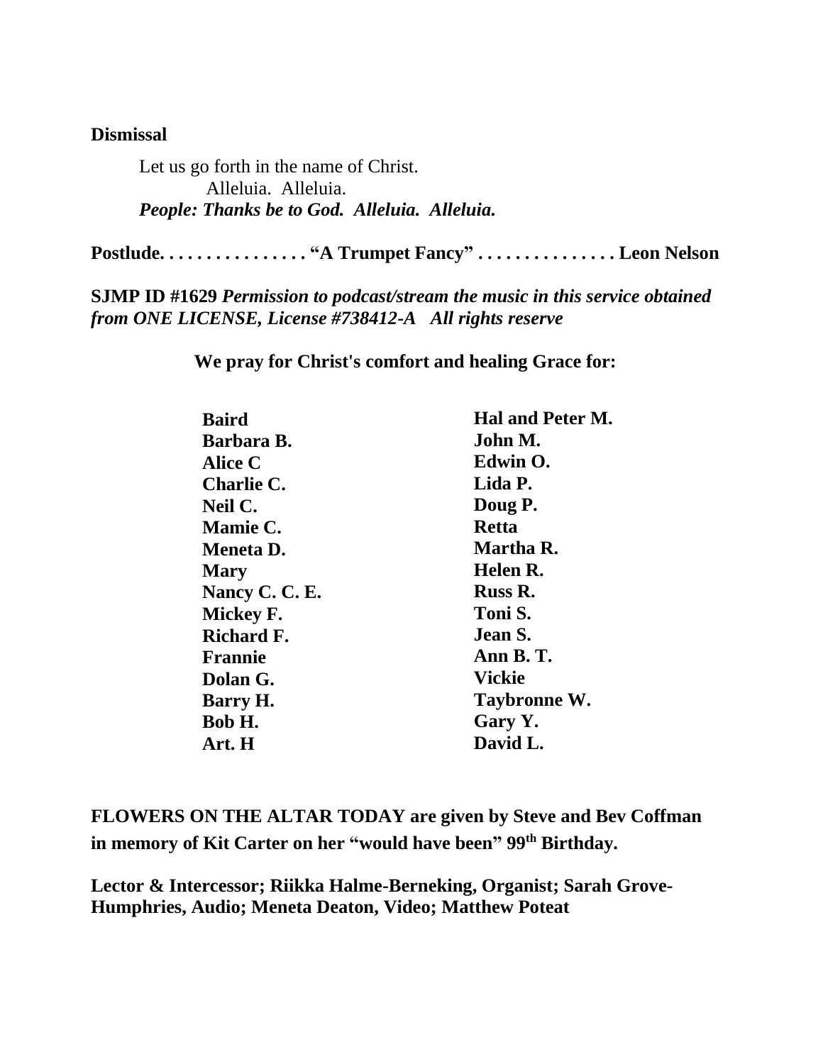**Dismissal**

Let us go forth in the name of Christ.
Alleluia. Alleluia.
***People: Thanks be to God. Alleluia. Alleluia.***

**Postlude. . . . . . . . . . . . . . . . "A Trumpet Fancy" . . . . . . . . . . . . . . . Leon Nelson**

**SJMP ID #1629** ***Permission to podcast/stream the music in this service obtained from ONE LICENSE, License #738412-A All rights reserve***

**We pray for Christ's comfort and healing Grace for:**

**Baird**
**Barbara B.**
**Alice C**
**Charlie C.**
**Neil C.**
**Mamie C.**
**Meneta D.**
**Mary**
**Nancy C. C. E.**
**Mickey F.**
**Richard F.**
**Frannie**
**Dolan G.**
**Barry H.**
**Bob H.**
**Art. H**
**Hal and Peter M.**
**John M.**
**Edwin O.**
**Lida P.**
**Doug P.**
**Retta**
**Martha R.**
**Helen R.**
**Russ R.**
**Toni S.**
**Jean S.**
**Ann B. T.**
**Vickie**
**Taybronne W.**
**Gary Y.**
**David L.**

**FLOWERS ON THE ALTAR TODAY are given by Steve and Bev Coffman in memory of Kit Carter on her "would have been" 99th Birthday.**

**Lector & Intercessor; Riikka Halme-Berneking, Organist; Sarah Grove-Humphries, Audio; Meneta Deaton, Video; Matthew Poteat**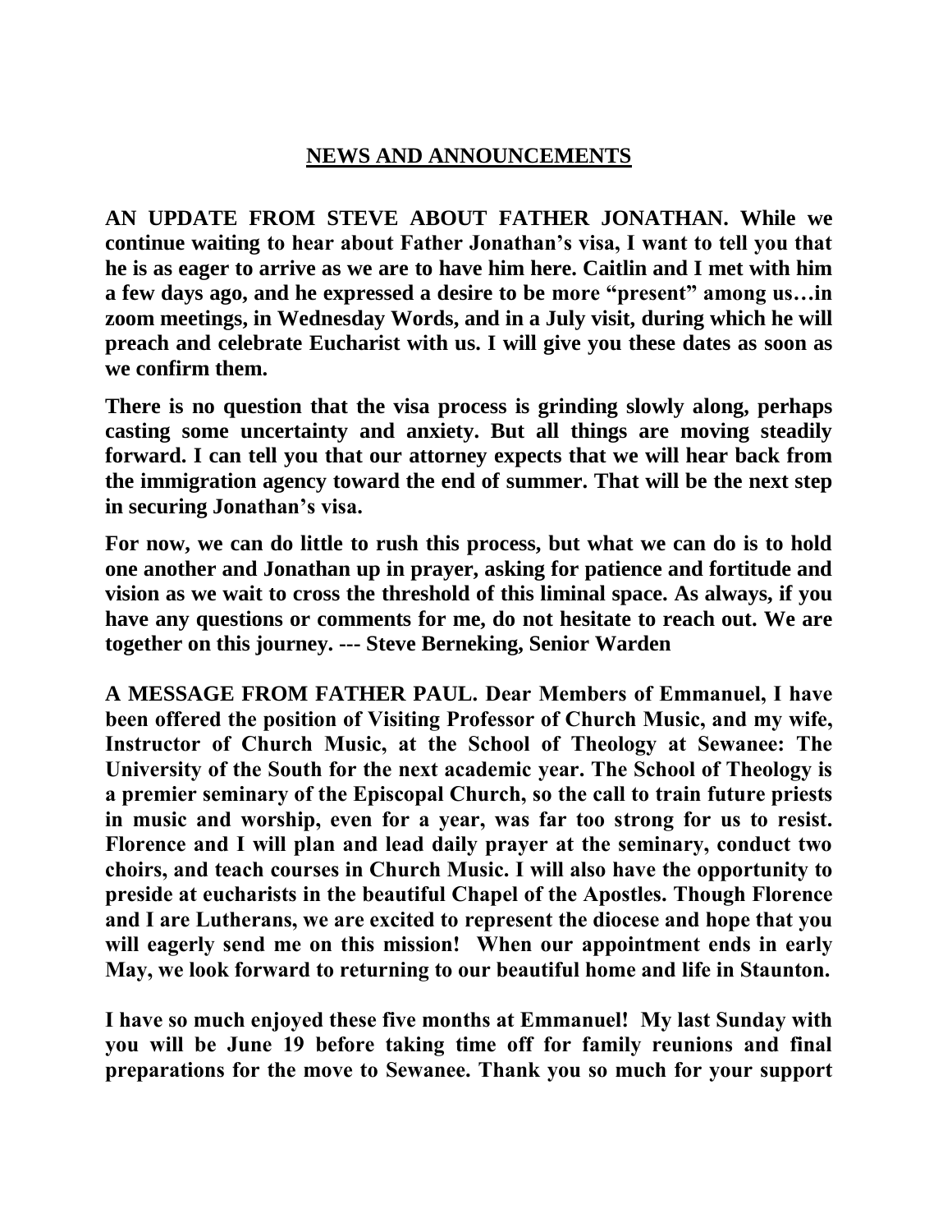## NEWS AND ANNOUNCEMENTS

**AN UPDATE FROM STEVE ABOUT FATHER JONATHAN. While we continue waiting to hear about Father Jonathan's visa, I want to tell you that he is as eager to arrive as we are to have him here. Caitlin and I met with him a few days ago, and he expressed a desire to be more "present" among us…in zoom meetings, in Wednesday Words, and in a July visit, during which he will preach and celebrate Eucharist with us. I will give you these dates as soon as we confirm them.**

**There is no question that the visa process is grinding slowly along, perhaps casting some uncertainty and anxiety. But all things are moving steadily forward. I can tell you that our attorney expects that we will hear back from the immigration agency toward the end of summer. That will be the next step in securing Jonathan's visa.**

**For now, we can do little to rush this process, but what we can do is to hold one another and Jonathan up in prayer, asking for patience and fortitude and vision as we wait to cross the threshold of this liminal space. As always, if you have any questions or comments for me, do not hesitate to reach out. We are together on this journey. --- Steve Berneking, Senior Warden**

**A MESSAGE FROM FATHER PAUL. Dear Members of Emmanuel, I have been offered the position of Visiting Professor of Church Music, and my wife, Instructor of Church Music, at the School of Theology at Sewanee: The University of the South for the next academic year. The School of Theology is a premier seminary of the Episcopal Church, so the call to train future priests in music and worship, even for a year, was far too strong for us to resist. Florence and I will plan and lead daily prayer at the seminary, conduct two choirs, and teach courses in Church Music. I will also have the opportunity to preside at eucharists in the beautiful Chapel of the Apostles. Though Florence and I are Lutherans, we are excited to represent the diocese and hope that you will eagerly send me on this mission! When our appointment ends in early May, we look forward to returning to our beautiful home and life in Staunton.**

**I have so much enjoyed these five months at Emmanuel! My last Sunday with you will be June 19 before taking time off for family reunions and final preparations for the move to Sewanee. Thank you so much for your support**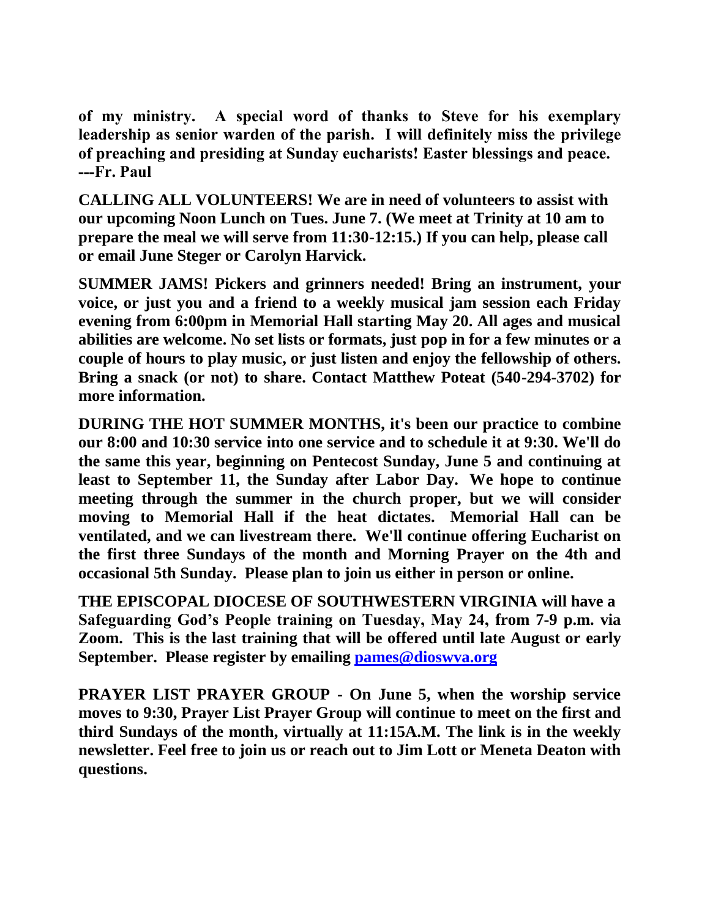**of my ministry. A special word of thanks to Steve for his exemplary leadership as senior warden of the parish. I will definitely miss the privilege of preaching and presiding at Sunday eucharists! Easter blessings and peace. ---Fr. Paul**

**CALLING ALL VOLUNTEERS! We are in need of volunteers to assist with our upcoming Noon Lunch on Tues. June 7. (We meet at Trinity at 10 am to prepare the meal we will serve from 11:30-12:15.) If you can help, please call or email June Steger or Carolyn Harvick.**

**SUMMER JAMS! Pickers and grinners needed! Bring an instrument, your voice, or just you and a friend to a weekly musical jam session each Friday evening from 6:00pm in Memorial Hall starting May 20. All ages and musical abilities are welcome. No set lists or formats, just pop in for a few minutes or a couple of hours to play music, or just listen and enjoy the fellowship of others. Bring a snack (or not) to share. Contact Matthew Poteat (540-294-3702) for more information.**

**DURING THE HOT SUMMER MONTHS, it's been our practice to combine our 8:00 and 10:30 service into one service and to schedule it at 9:30. We'll do the same this year, beginning on Pentecost Sunday, June 5 and continuing at least to September 11, the Sunday after Labor Day. We hope to continue meeting through the summer in the church proper, but we will consider moving to Memorial Hall if the heat dictates. Memorial Hall can be ventilated, and we can livestream there. We'll continue offering Eucharist on the first three Sundays of the month and Morning Prayer on the 4th and occasional 5th Sunday. Please plan to join us either in person or online.**

**THE EPISCOPAL DIOCESE OF SOUTHWESTERN VIRGINIA will have a Safeguarding God's People training on Tuesday, May 24, from 7-9 p.m. via Zoom. This is the last training that will be offered until late August or early September. Please register by emailing [pames@dioswva.org](mailto:pames@dioswva.org)**

**PRAYER LIST PRAYER GROUP - On June 5, when the worship service moves to 9:30, Prayer List Prayer Group will continue to meet on the first and third Sundays of the month, virtually at 11:15A.M. The link is in the weekly newsletter. Feel free to join us or reach out to Jim Lott or Meneta Deaton with questions.**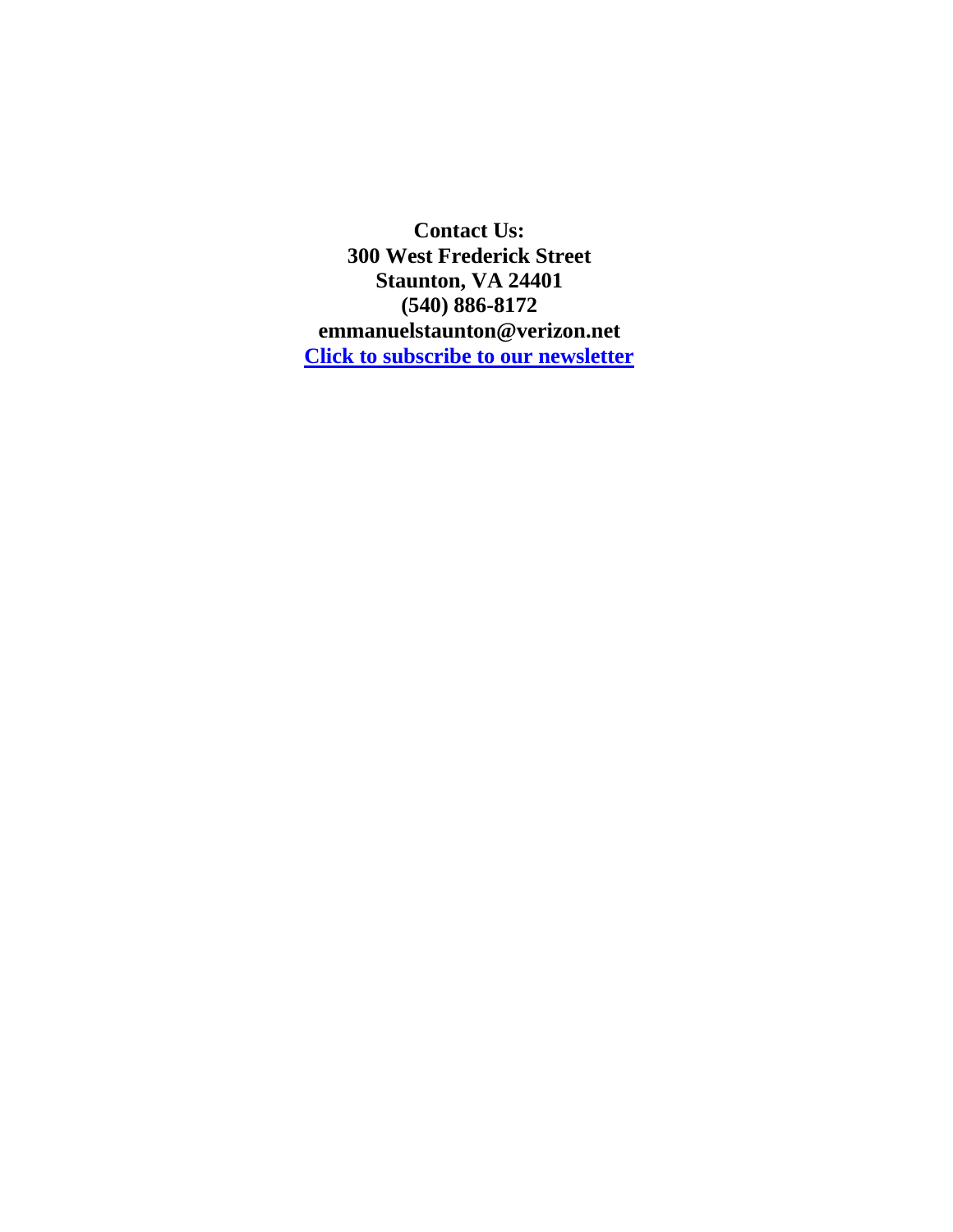**Contact Us:**
**300 West Frederick Street**
**Staunton, VA 24401**
**(540) 886-8172**
**emmanuelstaunton@verizon.net**
**Click to subscribe to our newsletter**